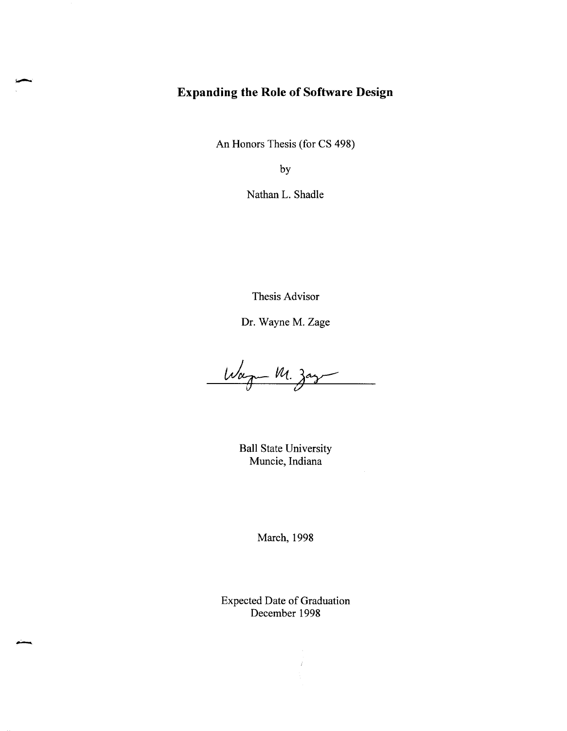# Expanding the Role of Software Design

An Honors Thesis (for CS 498)

by

Nathan L. Shadle

Thesis Advisor

Dr. Wayne M. Zage

Ball State University
Muncie, Indiana

March, 1998

Expected Date of Graduation
December 1998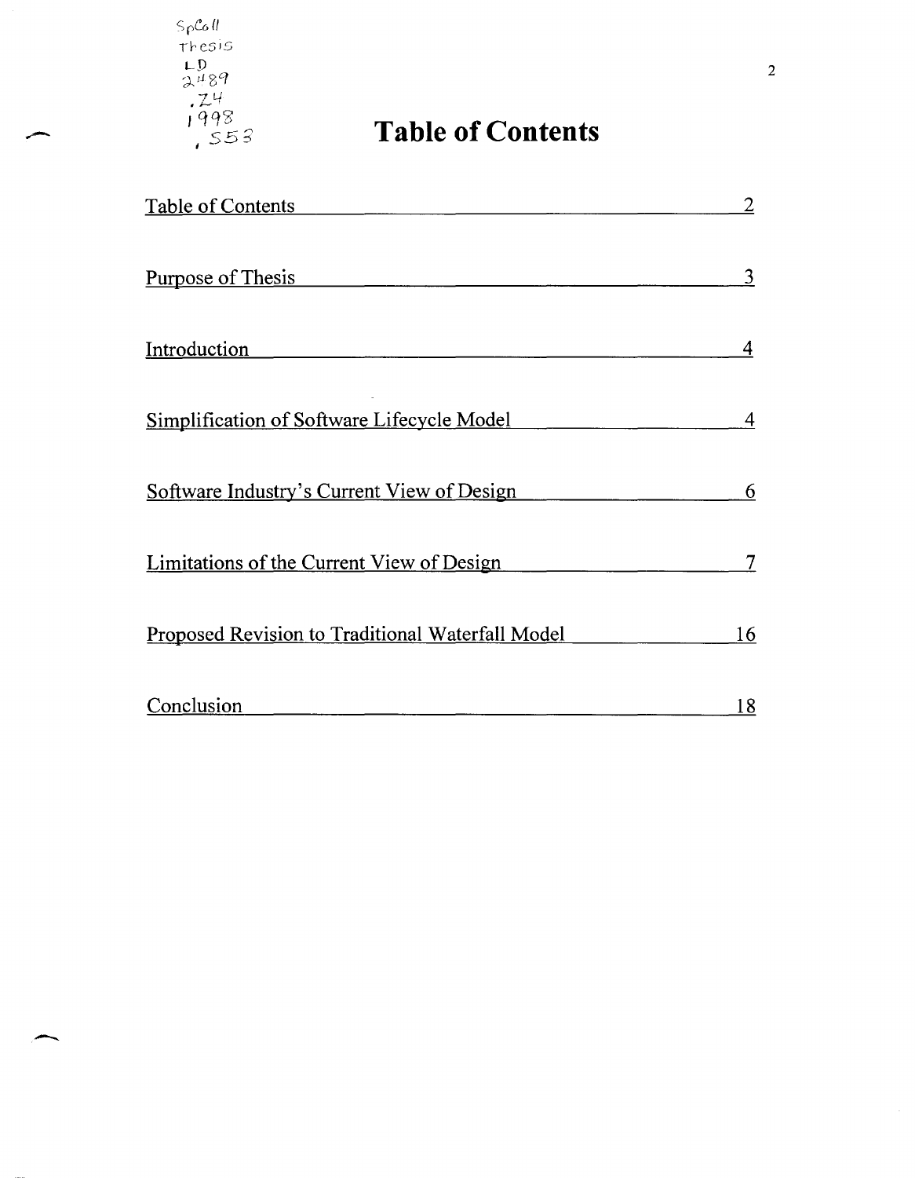SpColl
Thesis
LD
2489
.Z4
1998
.S53

# Table of Contents

| Section | Page |
|---|---|
| Table of Contents | 2 |
| Purpose of Thesis | 3 |
| Introduction | 4 |
| Simplification of Software Lifecycle Model | 4 |
| Software Industry's Current View of Design | 6 |
| Limitations of the Current View of Design | 7 |
| Proposed Revision to Traditional Waterfall Model | 16 |
| Conclusion | 18 |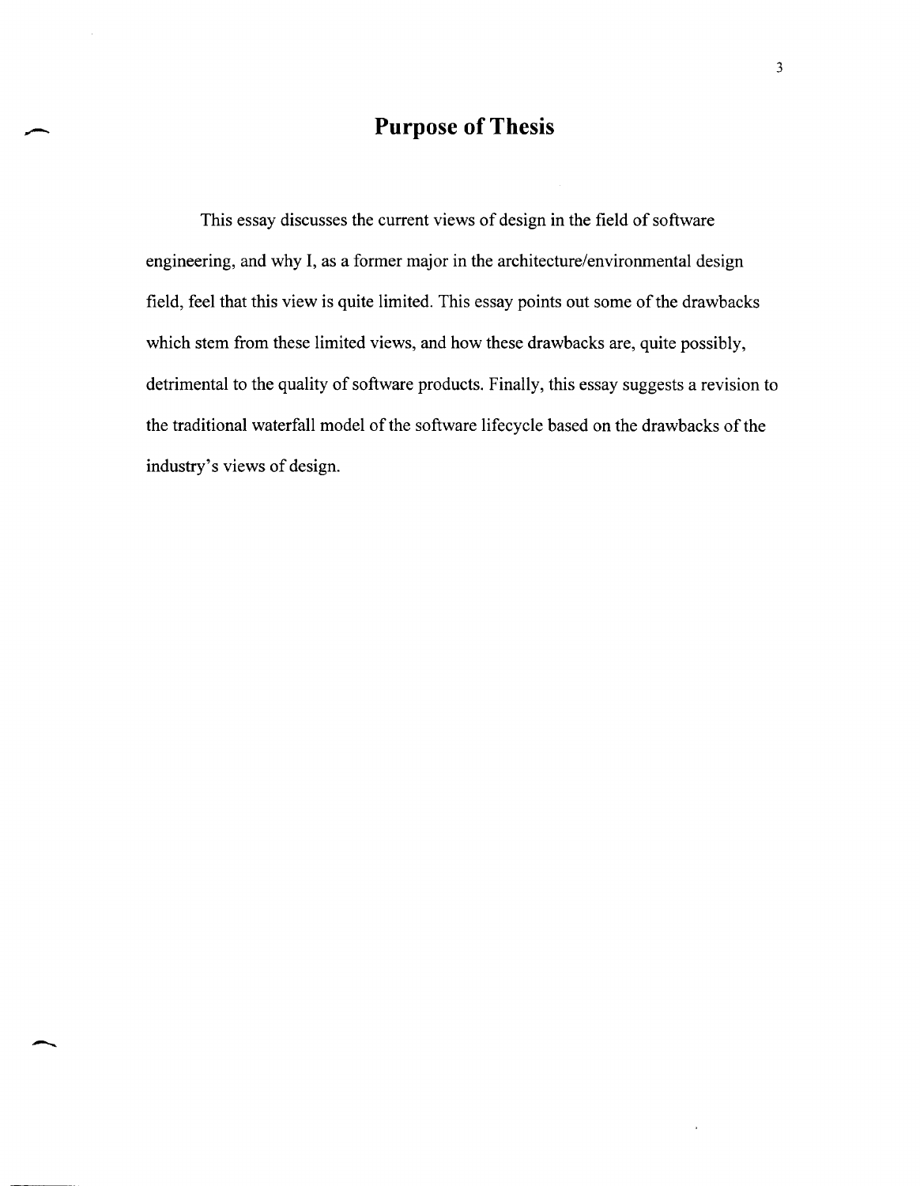# Purpose of Thesis

This essay discusses the current views of design in the field of software engineering, and why I, as a former major in the architecture/environmental design field, feel that this view is quite limited. This essay points out some of the drawbacks which stem from these limited views, and how these drawbacks are, quite possibly, detrimental to the quality of software products. Finally, this essay suggests a revision to the traditional waterfall model of the software lifecycle based on the drawbacks of the industry's views of design.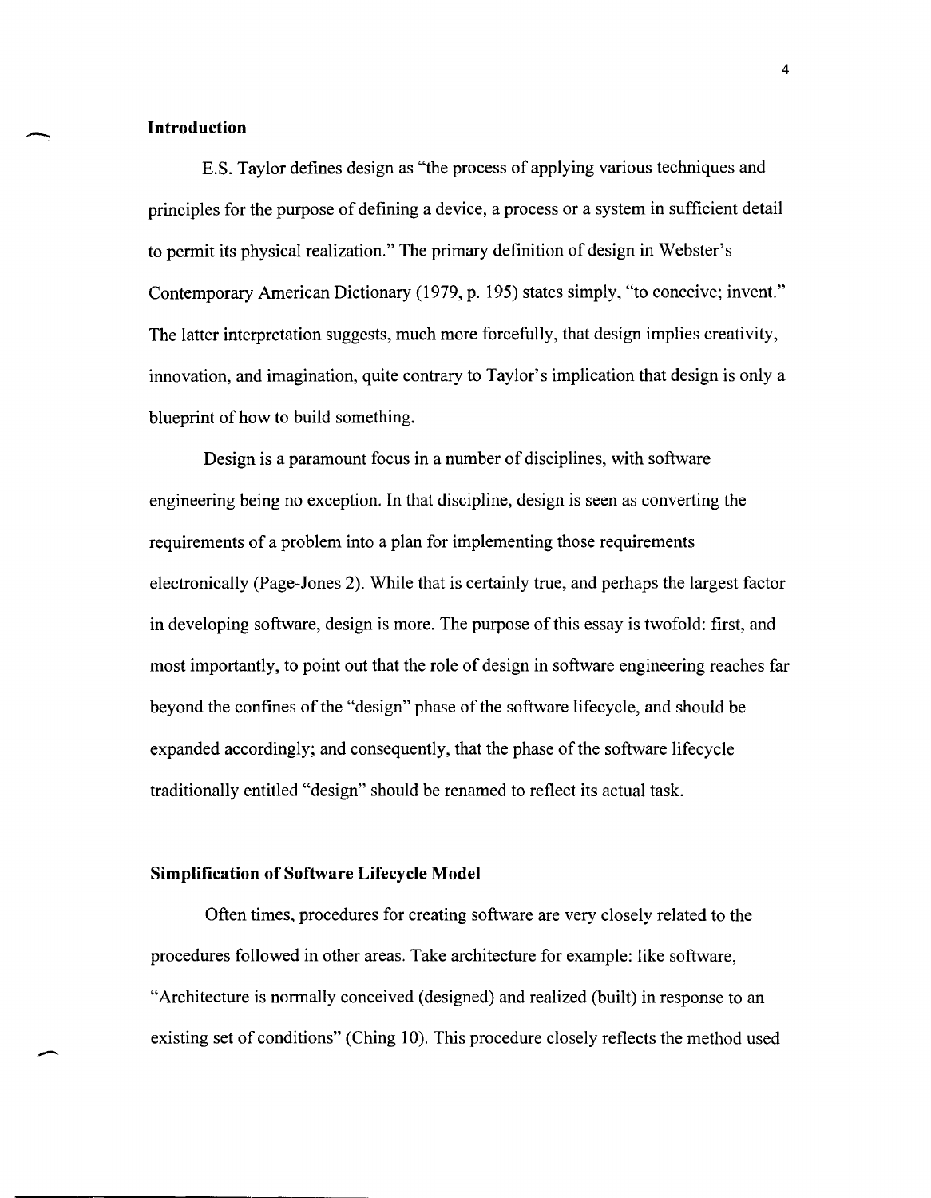## Introduction

E.S. Taylor defines design as "the process of applying various techniques and principles for the purpose of defining a device, a process or a system in sufficient detail to permit its physical realization." The primary definition of design in Webster's Contemporary American Dictionary (1979, p. 195) states simply, "to conceive; invent." The latter interpretation suggests, much more forcefully, that design implies creativity, innovation, and imagination, quite contrary to Taylor's implication that design is only a blueprint of how to build something.

Design is a paramount focus in a number of disciplines, with software engineering being no exception. In that discipline, design is seen as converting the requirements of a problem into a plan for implementing those requirements electronically (Page-Jones 2). While that is certainly true, and perhaps the largest factor in developing software, design is more. The purpose of this essay is twofold: first, and most importantly, to point out that the role of design in software engineering reaches far beyond the confines of the "design" phase of the software lifecycle, and should be expanded accordingly; and consequently, that the phase of the software lifecycle traditionally entitled "design" should be renamed to reflect its actual task.

## Simplification of Software Lifecycle Model

Often times, procedures for creating software are very closely related to the procedures followed in other areas. Take architecture for example: like software, "Architecture is normally conceived (designed) and realized (built) in response to an existing set of conditions" (Ching 10). This procedure closely reflects the method used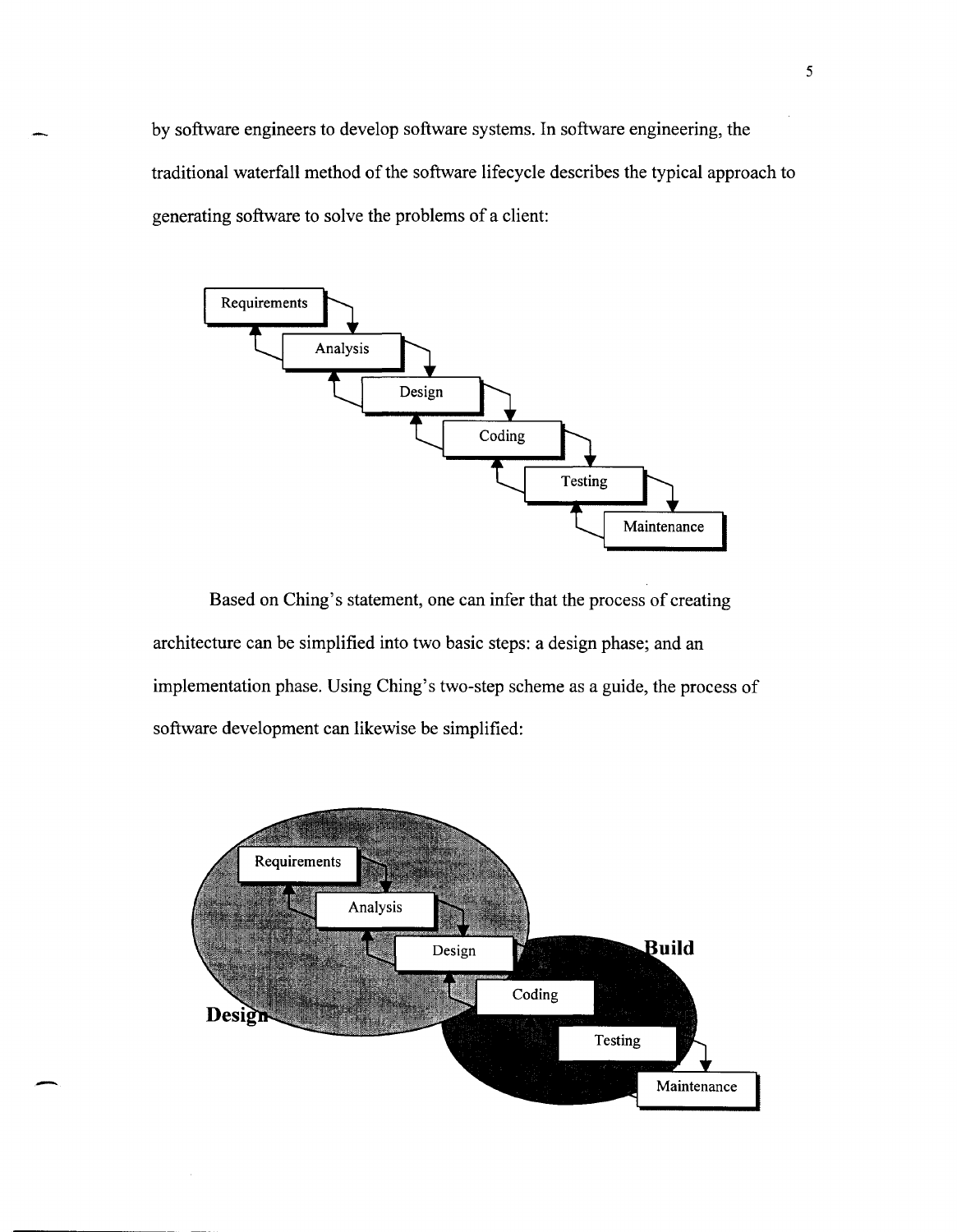by software engineers to develop software systems. In software engineering, the traditional waterfall method of the software lifecycle describes the typical approach to generating software to solve the problems of a client:

Requirements

Analysis

Design

Coding

Testing

Maintenance

Based on Ching's statement, one can infer that the process of creating architecture can be simplified into two basic steps: a design phase; and an implementation phase. Using Ching's two-step scheme as a guide, the process of software development can likewise be simplified:

Requirements

Analysis

Design

Build

Coding

Design

Testing

Maintenance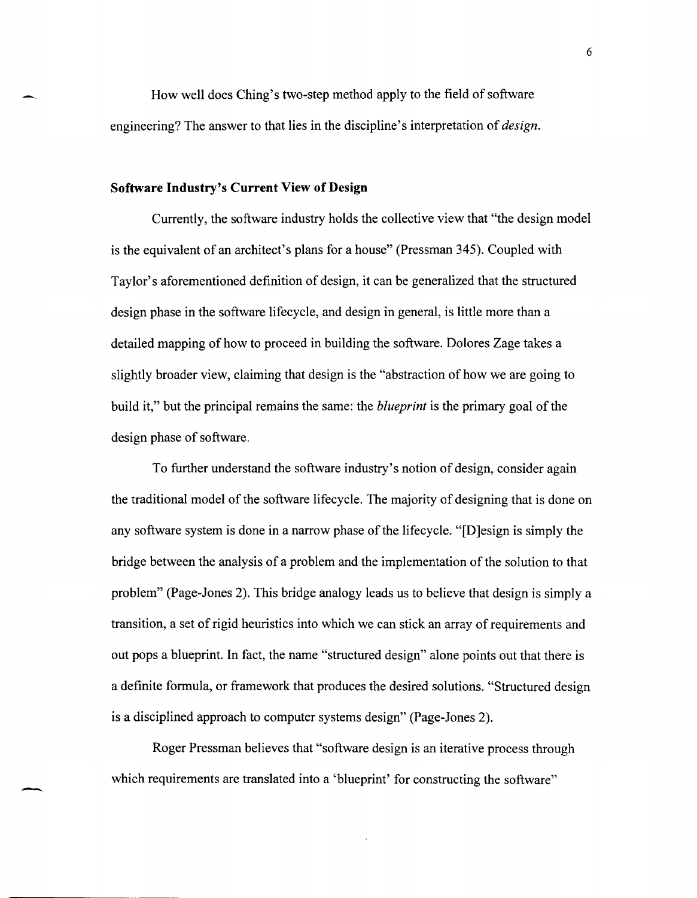How well does Ching's two-step method apply to the field of software engineering? The answer to that lies in the discipline's interpretation of *design*.

## Software Industry's Current View of Design

Currently, the software industry holds the collective view that "the design model is the equivalent of an architect's plans for a house" (Pressman 345). Coupled with Taylor's aforementioned definition of design, it can be generalized that the structured design phase in the software lifecycle, and design in general, is little more than a detailed mapping of how to proceed in building the software. Dolores Zage takes a slightly broader view, claiming that design is the "abstraction of how we are going to build it," but the principal remains the same: the *blueprint* is the primary goal of the design phase of software.

To further understand the software industry's notion of design, consider again the traditional model of the software lifecycle. The majority of designing that is done on any software system is done in a narrow phase of the lifecycle. "[D]esign is simply the bridge between the analysis of a problem and the implementation of the solution to that problem" (Page-Jones 2). This bridge analogy leads us to believe that design is simply a transition, a set of rigid heuristics into which we can stick an array of requirements and out pops a blueprint. In fact, the name "structured design" alone points out that there is a definite formula, or framework that produces the desired solutions. "Structured design is a disciplined approach to computer systems design" (Page-Jones 2).

Roger Pressman believes that "software design is an iterative process through which requirements are translated into a 'blueprint' for constructing the software"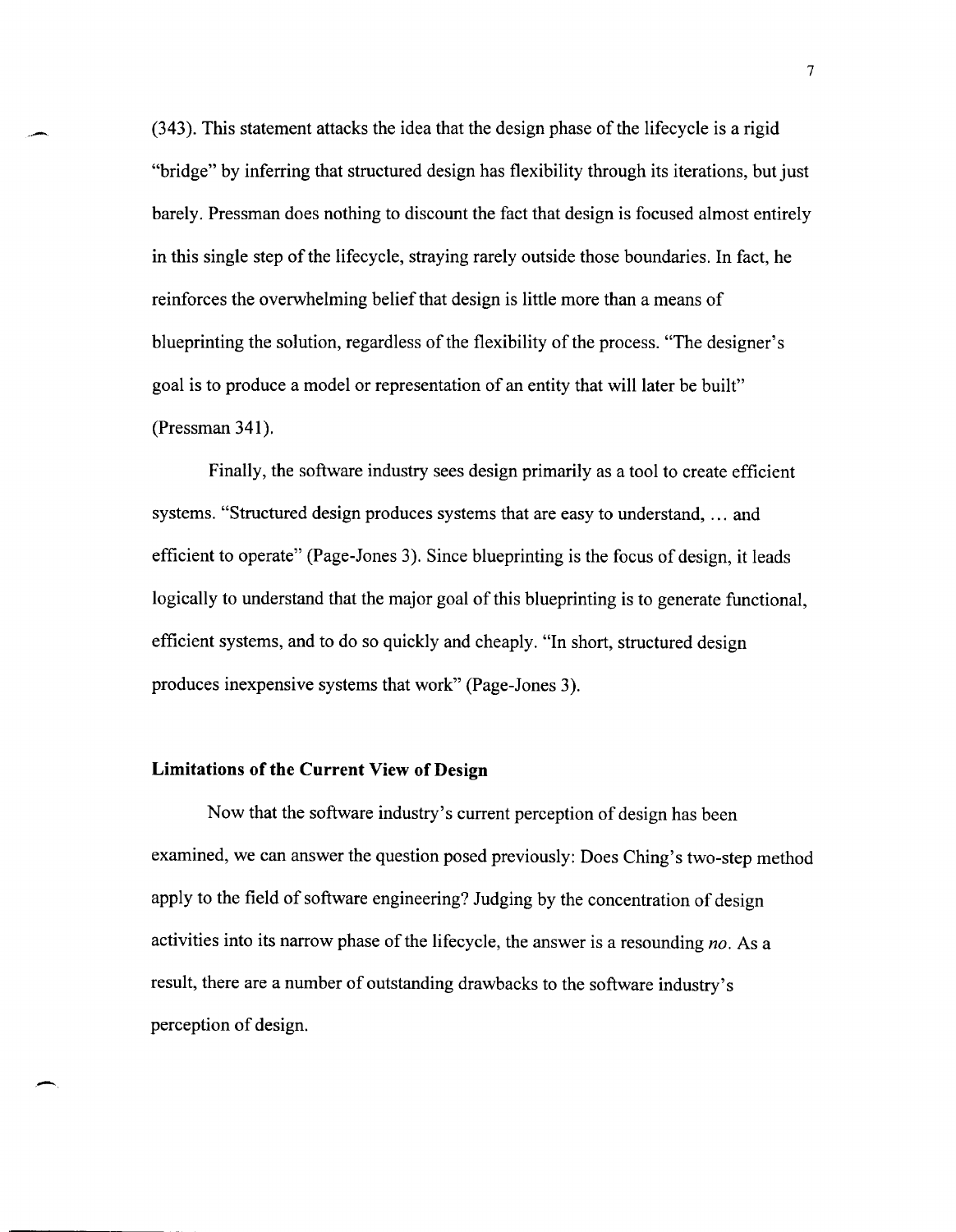(343). This statement attacks the idea that the design phase of the lifecycle is a rigid "bridge" by inferring that structured design has flexibility through its iterations, but just barely. Pressman does nothing to discount the fact that design is focused almost entirely in this single step of the lifecycle, straying rarely outside those boundaries. In fact, he reinforces the overwhelming belief that design is little more than a means of blueprinting the solution, regardless of the flexibility of the process. "The designer's goal is to produce a model or representation of an entity that will later be built" (Pressman 341).

Finally, the software industry sees design primarily as a tool to create efficient systems. "Structured design produces systems that are easy to understand, ... and efficient to operate" (Page-Jones 3). Since blueprinting is the focus of design, it leads logically to understand that the major goal of this blueprinting is to generate functional, efficient systems, and to do so quickly and cheaply. "In short, structured design produces inexpensive systems that work" (Page-Jones 3).

## Limitations of the Current View of Design

Now that the software industry's current perception of design has been examined, we can answer the question posed previously: Does Ching's two-step method apply to the field of software engineering? Judging by the concentration of design activities into its narrow phase of the lifecycle, the answer is a resounding *no*. As a result, there are a number of outstanding drawbacks to the software industry's perception of design.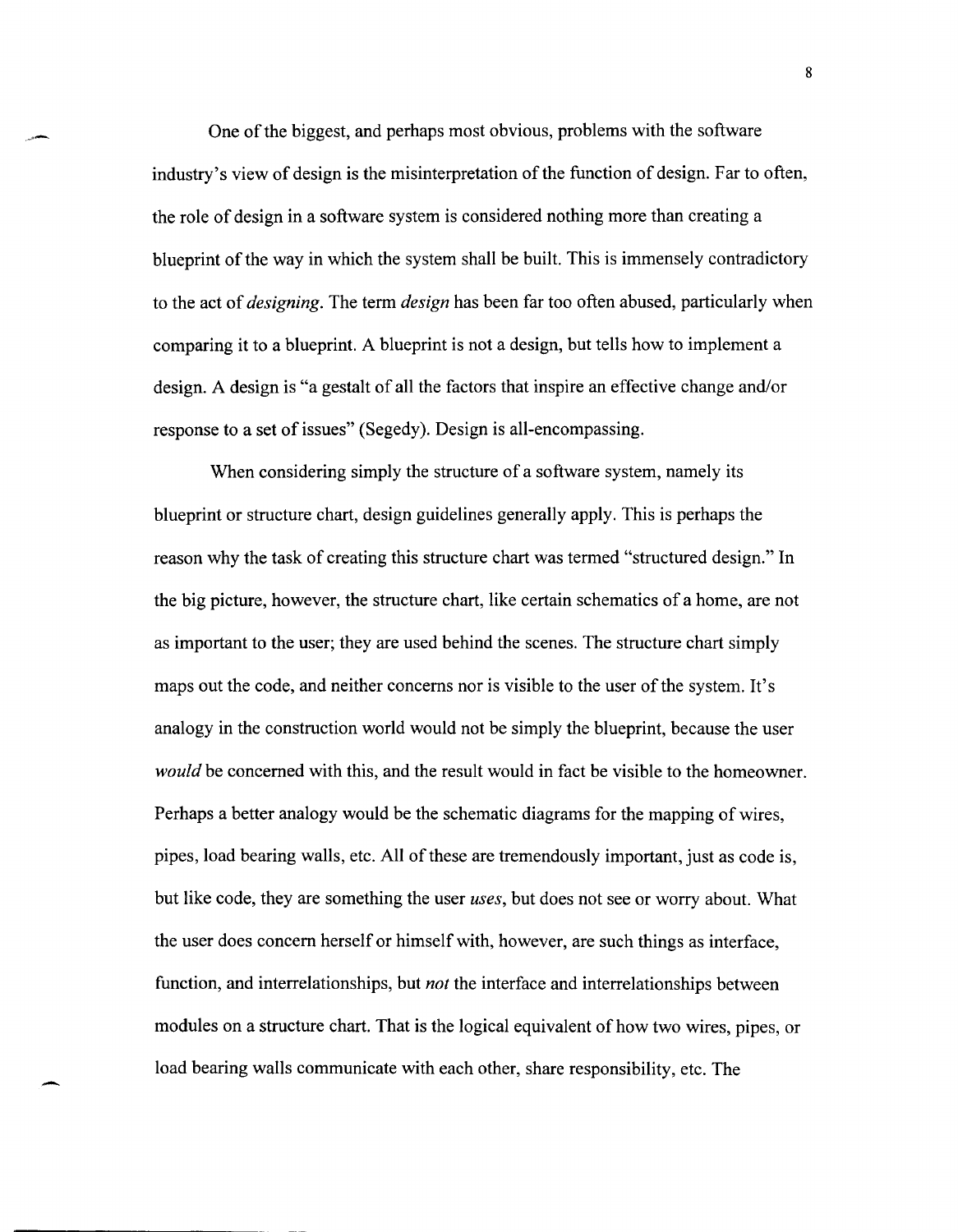One of the biggest, and perhaps most obvious, problems with the software industry's view of design is the misinterpretation of the function of design. Far to often, the role of design in a software system is considered nothing more than creating a blueprint of the way in which the system shall be built. This is immensely contradictory to the act of *designing*. The term *design* has been far too often abused, particularly when comparing it to a blueprint. A blueprint is not a design, but tells how to implement a design. A design is "a gestalt of all the factors that inspire an effective change and/or response to a set of issues" (Segedy). Design is all-encompassing.

When considering simply the structure of a software system, namely its blueprint or structure chart, design guidelines generally apply. This is perhaps the reason why the task of creating this structure chart was termed "structured design." In the big picture, however, the structure chart, like certain schematics of a home, are not as important to the user; they are used behind the scenes. The structure chart simply maps out the code, and neither concerns nor is visible to the user of the system. It's analogy in the construction world would not be simply the blueprint, because the user *would* be concerned with this, and the result would in fact be visible to the homeowner. Perhaps a better analogy would be the schematic diagrams for the mapping of wires, pipes, load bearing walls, etc. All of these are tremendously important, just as code is, but like code, they are something the user *uses*, but does not see or worry about. What the user does concern herself or himself with, however, are such things as interface, function, and interrelationships, but *not* the interface and interrelationships between modules on a structure chart. That is the logical equivalent of how two wires, pipes, or load bearing walls communicate with each other, share responsibility, etc. The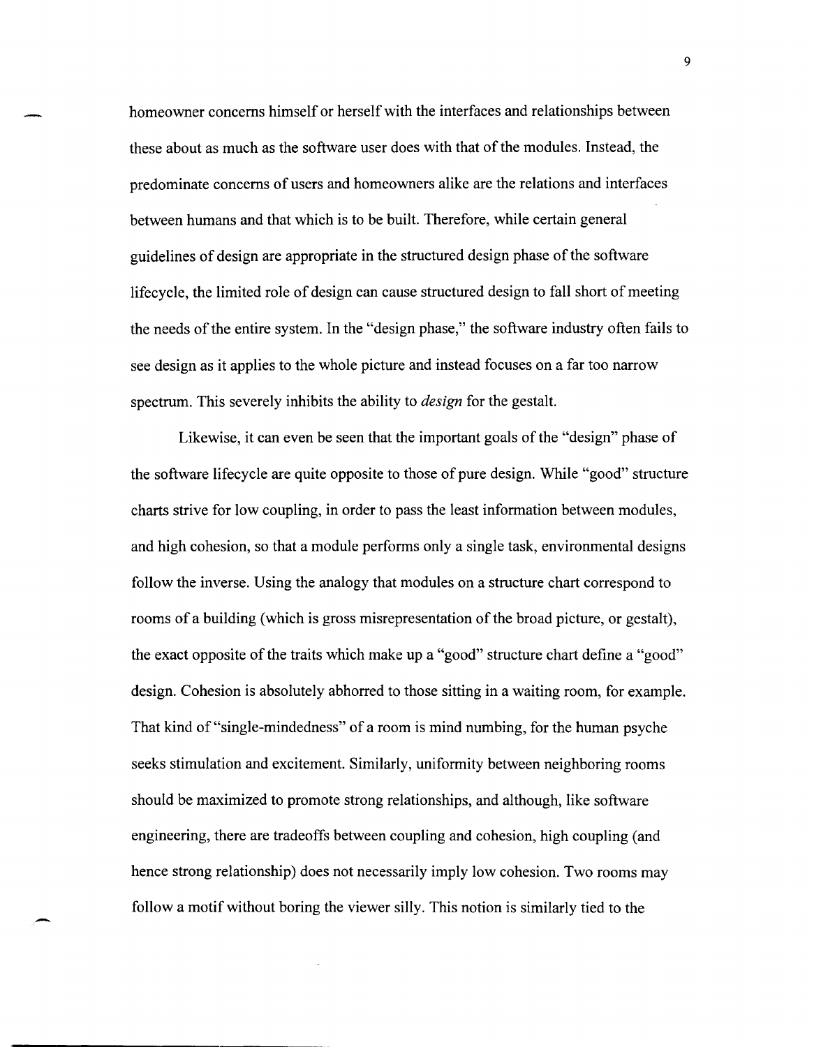homeowner concerns himself or herself with the interfaces and relationships between these about as much as the software user does with that of the modules. Instead, the predominate concerns of users and homeowners alike are the relations and interfaces between humans and that which is to be built. Therefore, while certain general guidelines of design are appropriate in the structured design phase of the software lifecycle, the limited role of design can cause structured design to fall short of meeting the needs of the entire system. In the "design phase," the software industry often fails to see design as it applies to the whole picture and instead focuses on a far too narrow spectrum. This severely inhibits the ability to *design* for the gestalt.

Likewise, it can even be seen that the important goals of the "design" phase of the software lifecycle are quite opposite to those of pure design. While "good" structure charts strive for low coupling, in order to pass the least information between modules, and high cohesion, so that a module performs only a single task, environmental designs follow the inverse. Using the analogy that modules on a structure chart correspond to rooms of a building (which is gross misrepresentation of the broad picture, or gestalt), the exact opposite of the traits which make up a "good" structure chart define a "good" design. Cohesion is absolutely abhorred to those sitting in a waiting room, for example. That kind of "single-mindedness" of a room is mind numbing, for the human psyche seeks stimulation and excitement. Similarly, uniformity between neighboring rooms should be maximized to promote strong relationships, and although, like software engineering, there are tradeoffs between coupling and cohesion, high coupling (and hence strong relationship) does not necessarily imply low cohesion. Two rooms may follow a motif without boring the viewer silly. This notion is similarly tied to the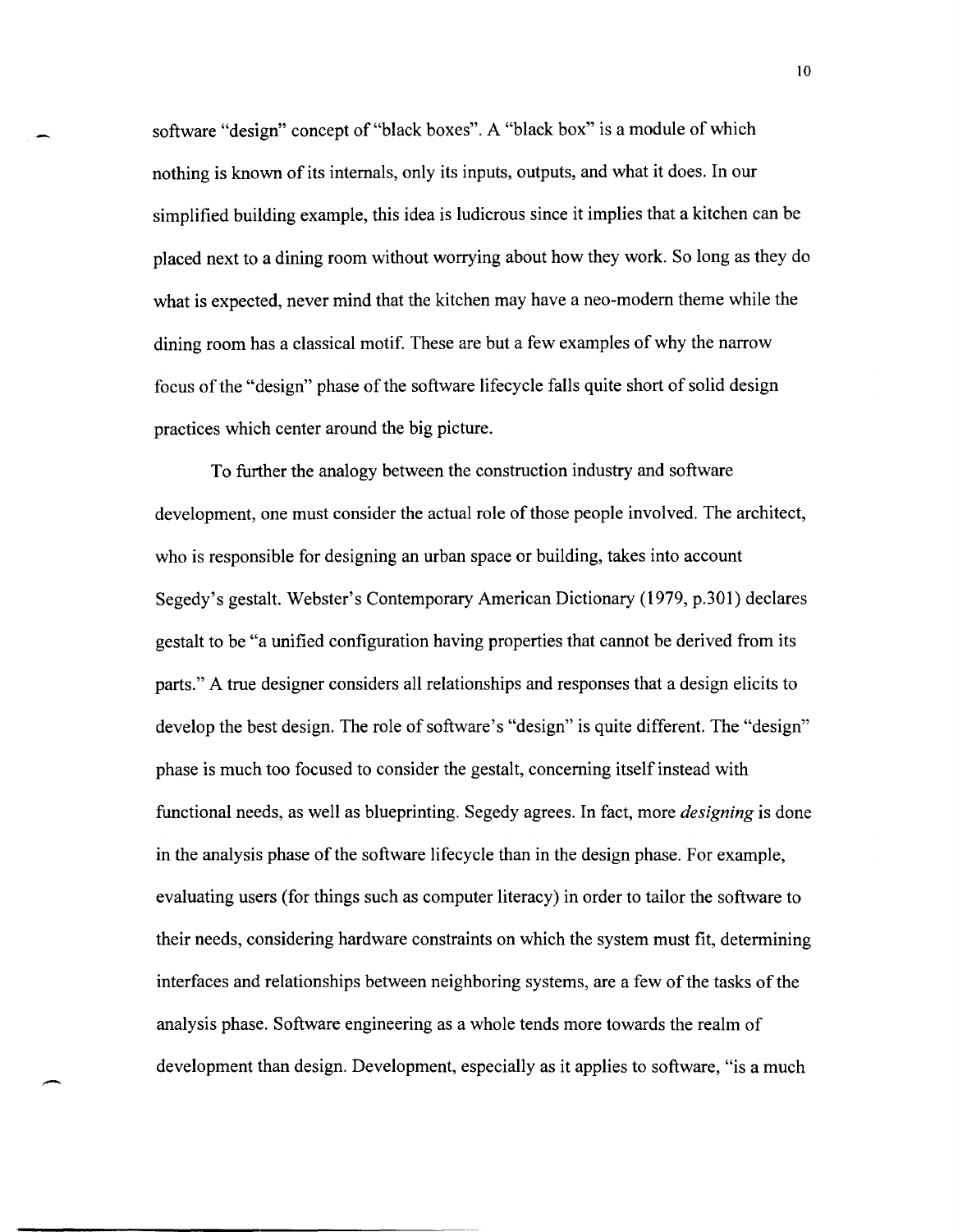software "design" concept of "black boxes". A "black box" is a module of which nothing is known of its internals, only its inputs, outputs, and what it does. In our simplified building example, this idea is ludicrous since it implies that a kitchen can be placed next to a dining room without worrying about how they work. So long as they do what is expected, never mind that the kitchen may have a neo-modern theme while the dining room has a classical motif. These are but a few examples of why the narrow focus of the "design" phase of the software lifecycle falls quite short of solid design practices which center around the big picture.

To further the analogy between the construction industry and software development, one must consider the actual role of those people involved. The architect, who is responsible for designing an urban space or building, takes into account Segedy's gestalt. Webster's Contemporary American Dictionary (1979, p.301) declares gestalt to be "a unified configuration having properties that cannot be derived from its parts." A true designer considers all relationships and responses that a design elicits to develop the best design. The role of software's "design" is quite different. The "design" phase is much too focused to consider the gestalt, concerning itself instead with functional needs, as well as blueprinting. Segedy agrees. In fact, more *designing* is done in the analysis phase of the software lifecycle than in the design phase. For example, evaluating users (for things such as computer literacy) in order to tailor the software to their needs, considering hardware constraints on which the system must fit, determining interfaces and relationships between neighboring systems, are a few of the tasks of the analysis phase. Software engineering as a whole tends more towards the realm of development than design. Development, especially as it applies to software, "is a much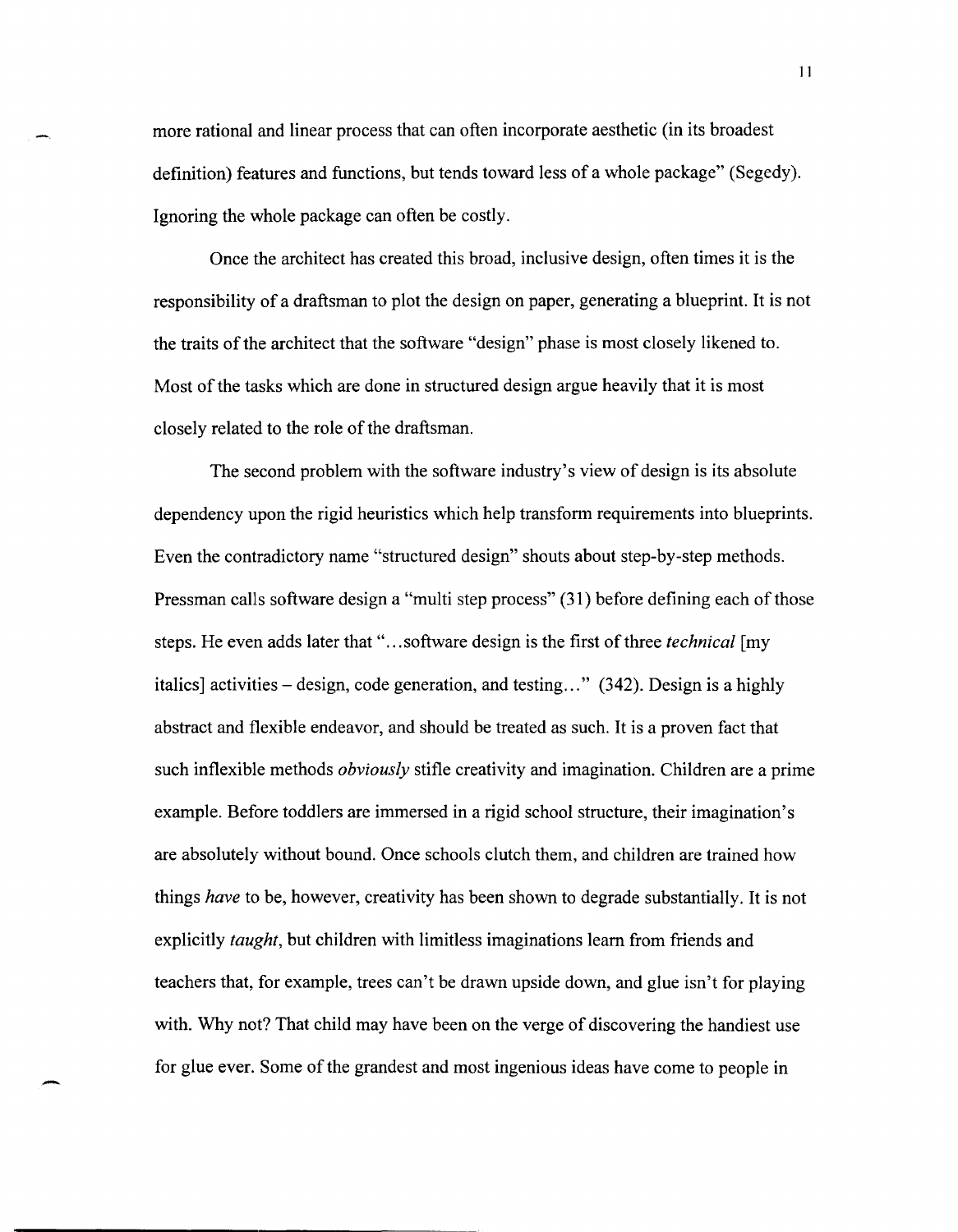more rational and linear process that can often incorporate aesthetic (in its broadest definition) features and functions, but tends toward less of a whole package" (Segedy). Ignoring the whole package can often be costly.

Once the architect has created this broad, inclusive design, often times it is the responsibility of a draftsman to plot the design on paper, generating a blueprint. It is not the traits of the architect that the software "design" phase is most closely likened to. Most of the tasks which are done in structured design argue heavily that it is most closely related to the role of the draftsman.

The second problem with the software industry's view of design is its absolute dependency upon the rigid heuristics which help transform requirements into blueprints. Even the contradictory name "structured design" shouts about step-by-step methods. Pressman calls software design a "multi step process" (31) before defining each of those steps. He even adds later that "...software design is the first of three *technical* [my italics] activities – design, code generation, and testing..." (342). Design is a highly abstract and flexible endeavor, and should be treated as such. It is a proven fact that such inflexible methods *obviously* stifle creativity and imagination. Children are a prime example. Before toddlers are immersed in a rigid school structure, their imagination's are absolutely without bound. Once schools clutch them, and children are trained how things *have* to be, however, creativity has been shown to degrade substantially. It is not explicitly *taught*, but children with limitless imaginations learn from friends and teachers that, for example, trees can't be drawn upside down, and glue isn't for playing with. Why not? That child may have been on the verge of discovering the handiest use for glue ever. Some of the grandest and most ingenious ideas have come to people in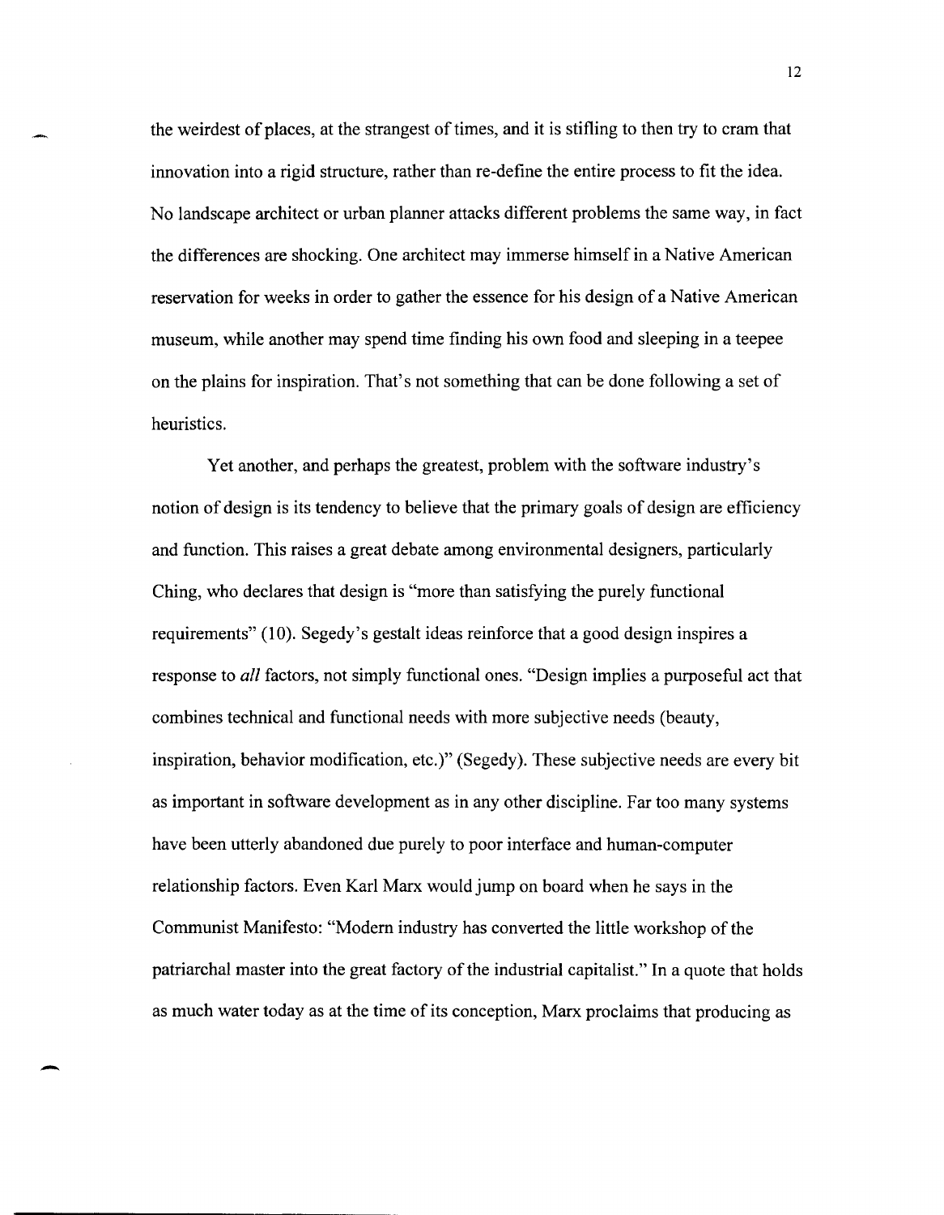the weirdest of places, at the strangest of times, and it is stifling to then try to cram that innovation into a rigid structure, rather than re-define the entire process to fit the idea. No landscape architect or urban planner attacks different problems the same way, in fact the differences are shocking. One architect may immerse himself in a Native American reservation for weeks in order to gather the essence for his design of a Native American museum, while another may spend time finding his own food and sleeping in a teepee on the plains for inspiration. That's not something that can be done following a set of heuristics.

Yet another, and perhaps the greatest, problem with the software industry's notion of design is its tendency to believe that the primary goals of design are efficiency and function. This raises a great debate among environmental designers, particularly Ching, who declares that design is "more than satisfying the purely functional requirements" (10). Segedy's gestalt ideas reinforce that a good design inspires a response to *all* factors, not simply functional ones. "Design implies a purposeful act that combines technical and functional needs with more subjective needs (beauty, inspiration, behavior modification, etc.)" (Segedy). These subjective needs are every bit as important in software development as in any other discipline. Far too many systems have been utterly abandoned due purely to poor interface and human-computer relationship factors. Even Karl Marx would jump on board when he says in the Communist Manifesto: "Modern industry has converted the little workshop of the patriarchal master into the great factory of the industrial capitalist." In a quote that holds as much water today as at the time of its conception, Marx proclaims that producing as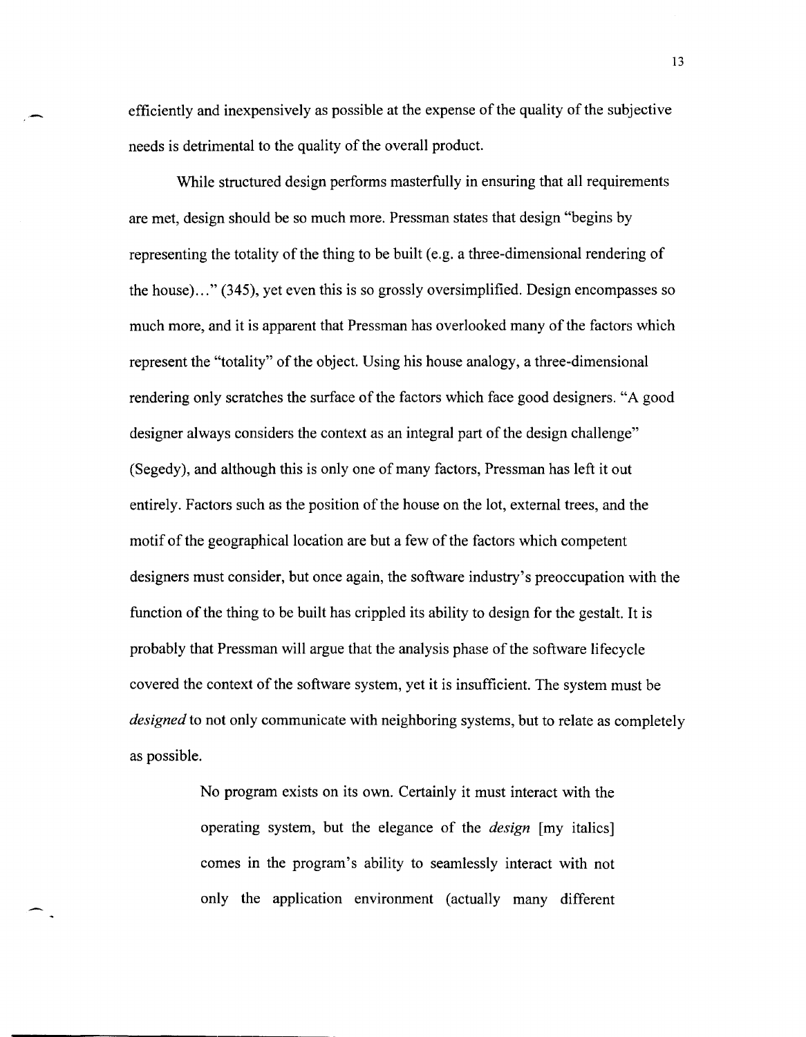efficiently and inexpensively as possible at the expense of the quality of the subjective needs is detrimental to the quality of the overall product.

While structured design performs masterfully in ensuring that all requirements are met, design should be so much more. Pressman states that design "begins by representing the totality of the thing to be built (e.g. a three-dimensional rendering of the house)…" (345), yet even this is so grossly oversimplified. Design encompasses so much more, and it is apparent that Pressman has overlooked many of the factors which represent the "totality" of the object. Using his house analogy, a three-dimensional rendering only scratches the surface of the factors which face good designers. "A good designer always considers the context as an integral part of the design challenge" (Segedy), and although this is only one of many factors, Pressman has left it out entirely. Factors such as the position of the house on the lot, external trees, and the motif of the geographical location are but a few of the factors which competent designers must consider, but once again, the software industry's preoccupation with the function of the thing to be built has crippled its ability to design for the gestalt. It is probably that Pressman will argue that the analysis phase of the software lifecycle covered the context of the software system, yet it is insufficient. The system must be *designed* to not only communicate with neighboring systems, but to relate as completely as possible.

> No program exists on its own. Certainly it must interact with the operating system, but the elegance of the *design* [my italics] comes in the program's ability to seamlessly interact with not only the application environment (actually many different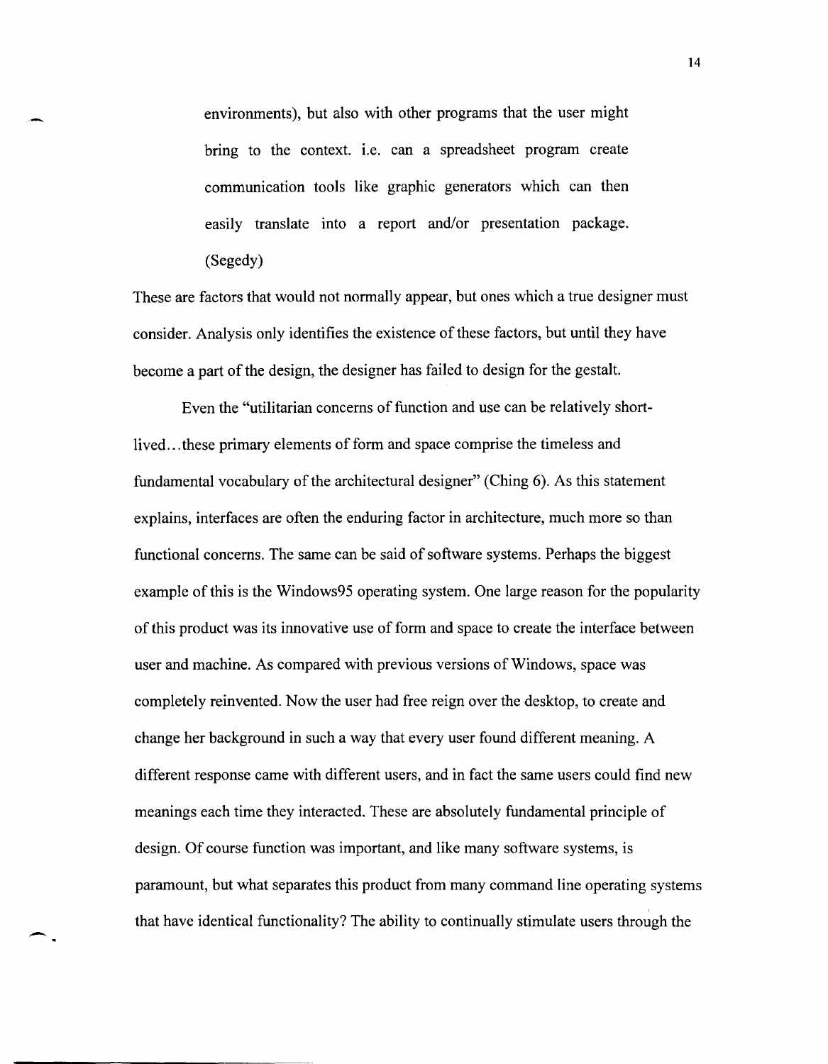> environments), but also with other programs that the user might bring to the context. i.e. can a spreadsheet program create communication tools like graphic generators which can then easily translate into a report and/or presentation package. (Segedy)

These are factors that would not normally appear, but ones which a true designer must consider. Analysis only identifies the existence of these factors, but until they have become a part of the design, the designer has failed to design for the gestalt.

Even the "utilitarian concerns of function and use can be relatively short-lived...these primary elements of form and space comprise the timeless and fundamental vocabulary of the architectural designer" (Ching 6). As this statement explains, interfaces are often the enduring factor in architecture, much more so than functional concerns. The same can be said of software systems. Perhaps the biggest example of this is the Windows95 operating system. One large reason for the popularity of this product was its innovative use of form and space to create the interface between user and machine. As compared with previous versions of Windows, space was completely reinvented. Now the user had free reign over the desktop, to create and change her background in such a way that every user found different meaning. A different response came with different users, and in fact the same users could find new meanings each time they interacted. These are absolutely fundamental principle of design. Of course function was important, and like many software systems, is paramount, but what separates this product from many command line operating systems that have identical functionality? The ability to continually stimulate users through the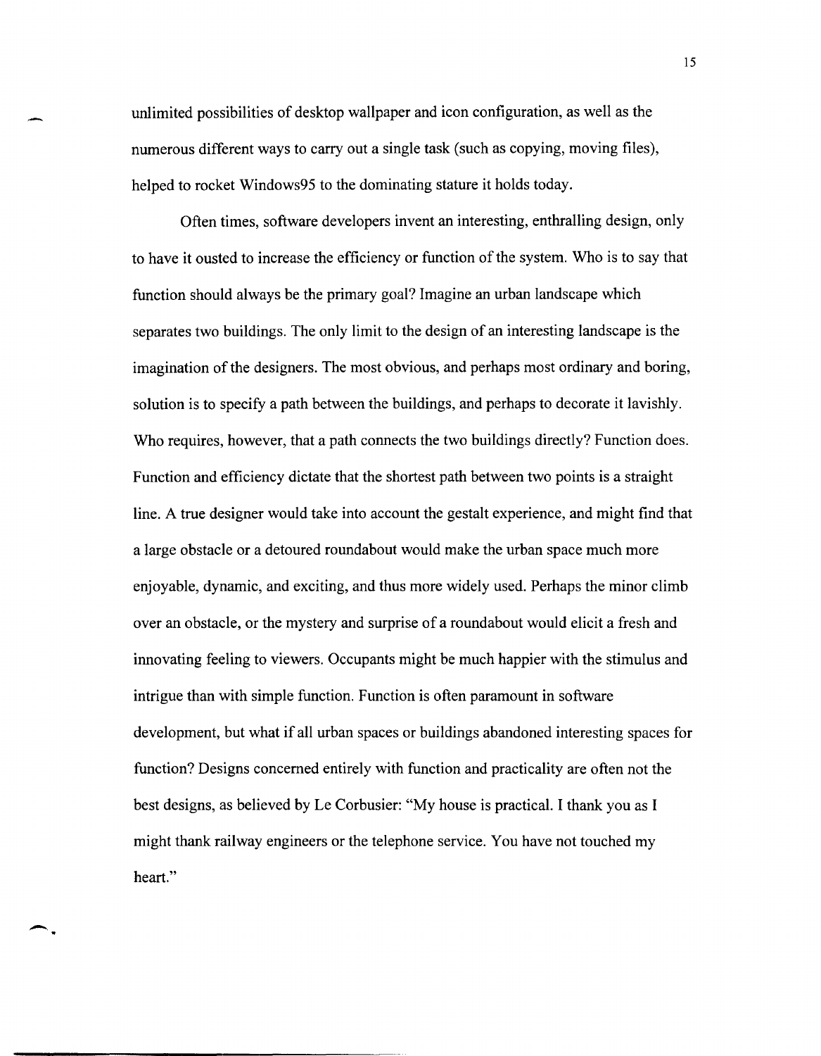unlimited possibilities of desktop wallpaper and icon configuration, as well as the numerous different ways to carry out a single task (such as copying, moving files), helped to rocket Windows95 to the dominating stature it holds today.

Often times, software developers invent an interesting, enthralling design, only to have it ousted to increase the efficiency or function of the system. Who is to say that function should always be the primary goal? Imagine an urban landscape which separates two buildings. The only limit to the design of an interesting landscape is the imagination of the designers. The most obvious, and perhaps most ordinary and boring, solution is to specify a path between the buildings, and perhaps to decorate it lavishly. Who requires, however, that a path connects the two buildings directly? Function does. Function and efficiency dictate that the shortest path between two points is a straight line. A true designer would take into account the gestalt experience, and might find that a large obstacle or a detoured roundabout would make the urban space much more enjoyable, dynamic, and exciting, and thus more widely used. Perhaps the minor climb over an obstacle, or the mystery and surprise of a roundabout would elicit a fresh and innovating feeling to viewers. Occupants might be much happier with the stimulus and intrigue than with simple function. Function is often paramount in software development, but what if all urban spaces or buildings abandoned interesting spaces for function? Designs concerned entirely with function and practicality are often not the best designs, as believed by Le Corbusier: "My house is practical. I thank you as I might thank railway engineers or the telephone service. You have not touched my heart."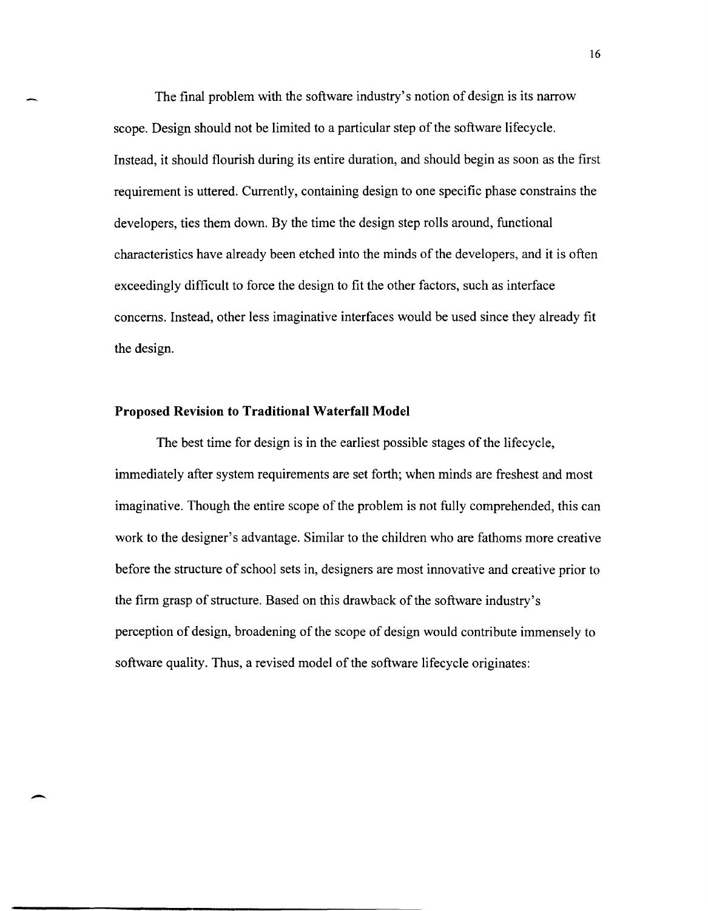The final problem with the software industry's notion of design is its narrow scope. Design should not be limited to a particular step of the software lifecycle. Instead, it should flourish during its entire duration, and should begin as soon as the first requirement is uttered. Currently, containing design to one specific phase constrains the developers, ties them down. By the time the design step rolls around, functional characteristics have already been etched into the minds of the developers, and it is often exceedingly difficult to force the design to fit the other factors, such as interface concerns. Instead, other less imaginative interfaces would be used since they already fit the design.

**Proposed Revision to Traditional Waterfall Model**

The best time for design is in the earliest possible stages of the lifecycle, immediately after system requirements are set forth; when minds are freshest and most imaginative. Though the entire scope of the problem is not fully comprehended, this can work to the designer's advantage. Similar to the children who are fathoms more creative before the structure of school sets in, designers are most innovative and creative prior to the firm grasp of structure. Based on this drawback of the software industry's perception of design, broadening of the scope of design would contribute immensely to software quality. Thus, a revised model of the software lifecycle originates: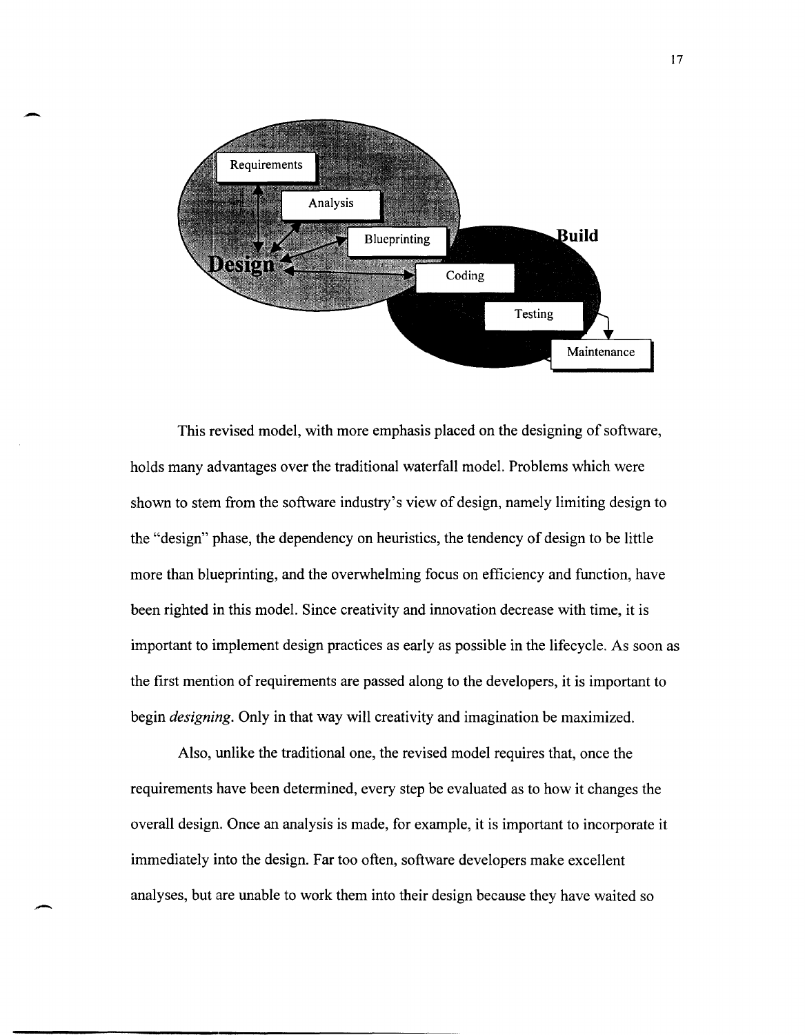This revised model, with more emphasis placed on the designing of software, holds many advantages over the traditional waterfall model. Problems which were shown to stem from the software industry's view of design, namely limiting design to the "design" phase, the dependency on heuristics, the tendency of design to be little more than blueprinting, and the overwhelming focus on efficiency and function, have been righted in this model. Since creativity and innovation decrease with time, it is important to implement design practices as early as possible in the lifecycle. As soon as the first mention of requirements are passed along to the developers, it is important to begin *designing*. Only in that way will creativity and imagination be maximized.

Also, unlike the traditional one, the revised model requires that, once the requirements have been determined, every step be evaluated as to how it changes the overall design. Once an analysis is made, for example, it is important to incorporate it immediately into the design. Far too often, software developers make excellent analyses, but are unable to work them into their design because they have waited so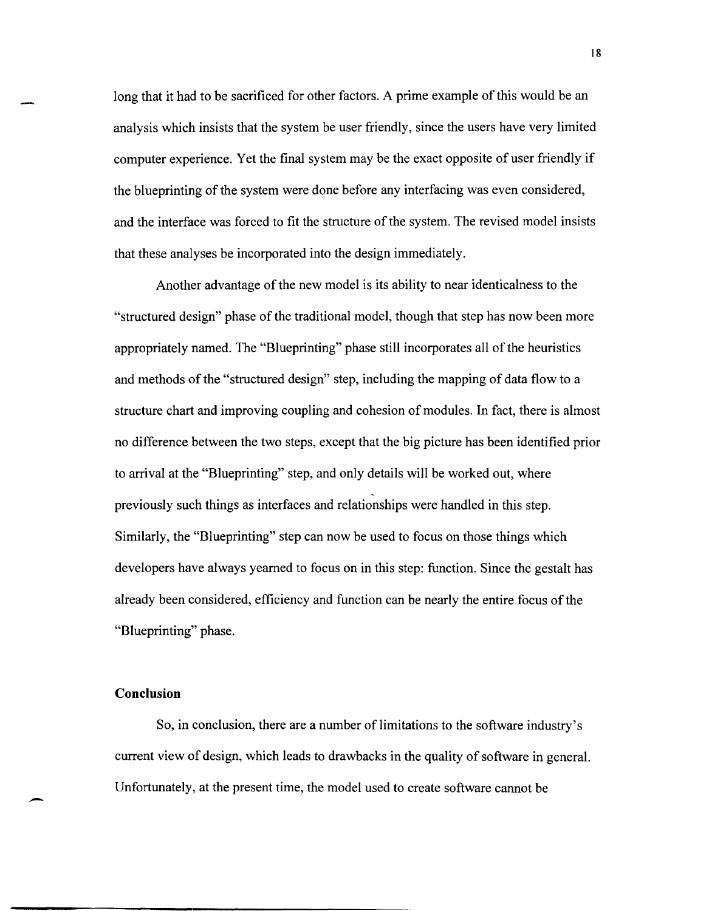long that it had to be sacrificed for other factors. A prime example of this would be an analysis which insists that the system be user friendly, since the users have very limited computer experience. Yet the final system may be the exact opposite of user friendly if the blueprinting of the system were done before any interfacing was even considered, and the interface was forced to fit the structure of the system. The revised model insists that these analyses be incorporated into the design immediately.

Another advantage of the new model is its ability to near identicalness to the "structured design" phase of the traditional model, though that step has now been more appropriately named. The "Blueprinting" phase still incorporates all of the heuristics and methods of the "structured design" step, including the mapping of data flow to a structure chart and improving coupling and cohesion of modules. In fact, there is almost no difference between the two steps, except that the big picture has been identified prior to arrival at the "Blueprinting" step, and only details will be worked out, where previously such things as interfaces and relationships were handled in this step. Similarly, the "Blueprinting" step can now be used to focus on those things which developers have always yearned to focus on in this step: function. Since the gestalt has already been considered, efficiency and function can be nearly the entire focus of the "Blueprinting" phase.

### Conclusion

So, in conclusion, there are a number of limitations to the software industry's current view of design, which leads to drawbacks in the quality of software in general. Unfortunately, at the present time, the model used to create software cannot be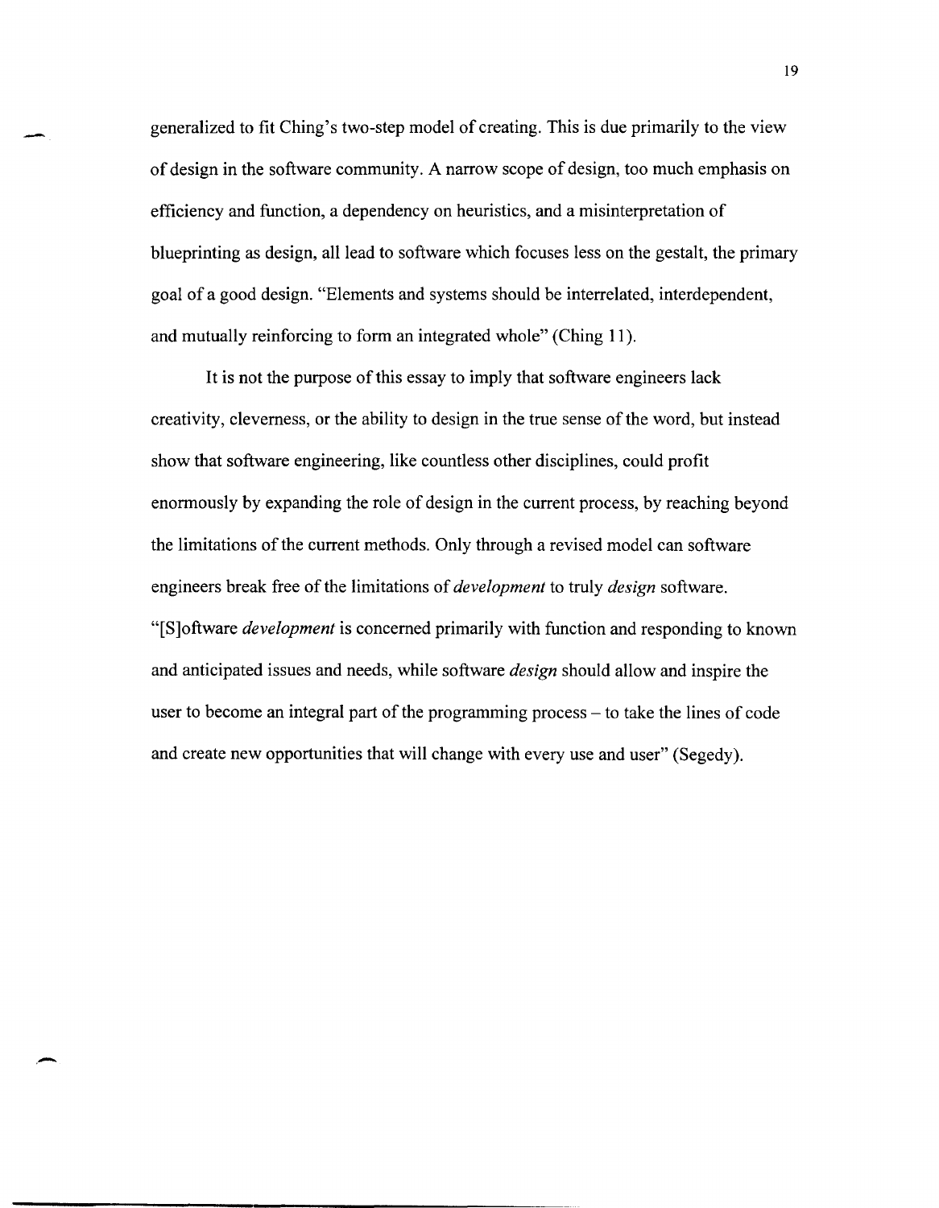generalized to fit Ching's two-step model of creating. This is due primarily to the view of design in the software community. A narrow scope of design, too much emphasis on efficiency and function, a dependency on heuristics, and a misinterpretation of blueprinting as design, all lead to software which focuses less on the gestalt, the primary goal of a good design. "Elements and systems should be interrelated, interdependent, and mutually reinforcing to form an integrated whole" (Ching 11).

It is not the purpose of this essay to imply that software engineers lack creativity, cleverness, or the ability to design in the true sense of the word, but instead show that software engineering, like countless other disciplines, could profit enormously by expanding the role of design in the current process, by reaching beyond the limitations of the current methods. Only through a revised model can software engineers break free of the limitations of *development* to truly *design* software. "[S]oftware *development* is concerned primarily with function and responding to known and anticipated issues and needs, while software *design* should allow and inspire the user to become an integral part of the programming process – to take the lines of code and create new opportunities that will change with every use and user" (Segedy).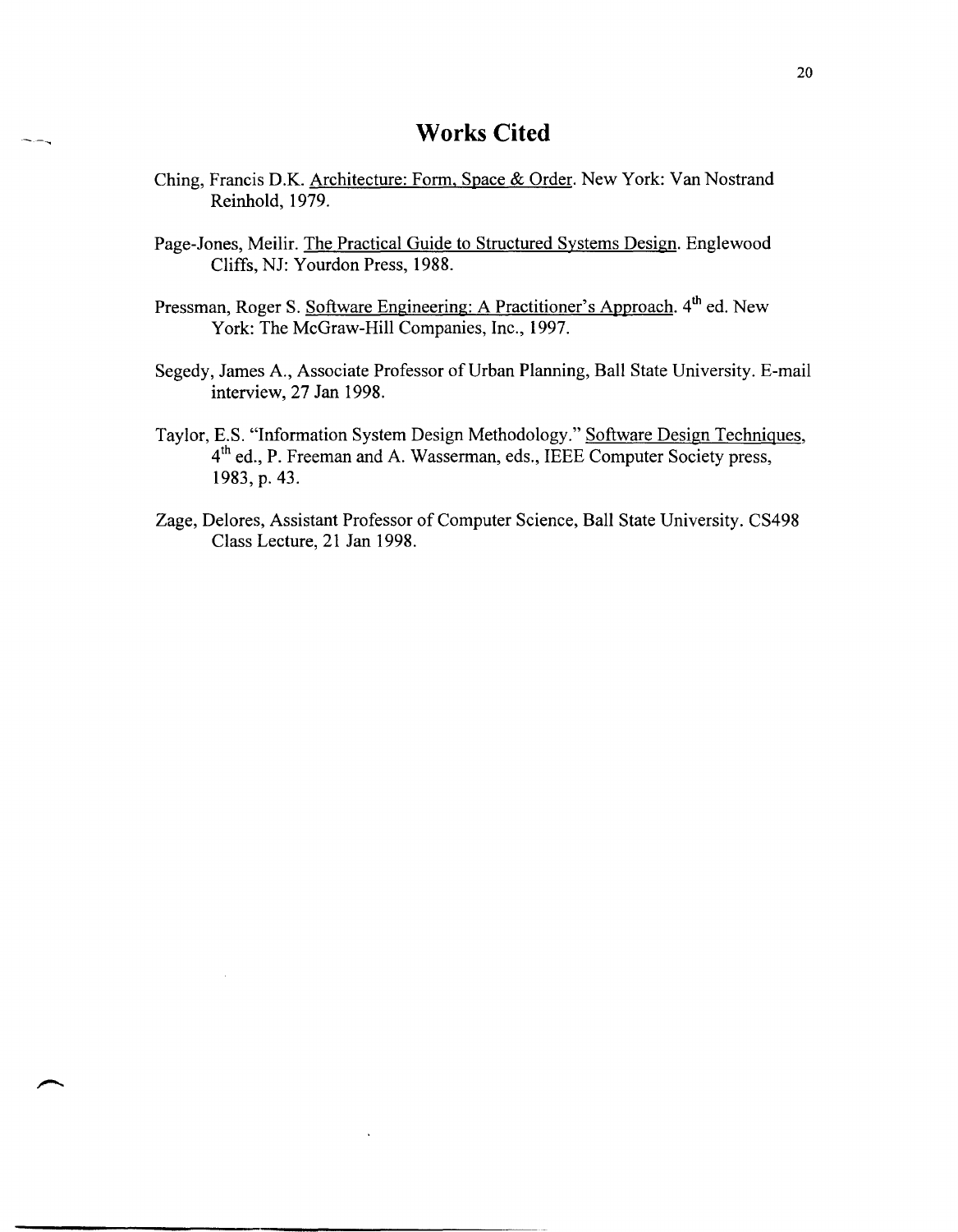# Works Cited

Ching, Francis D.K. Architecture: Form, Space & Order. New York: Van Nostrand Reinhold, 1979.

Page-Jones, Meilir. The Practical Guide to Structured Systems Design. Englewood Cliffs, NJ: Yourdon Press, 1988.

Pressman, Roger S. Software Engineering: A Practitioner's Approach. 4th ed. New York: The McGraw-Hill Companies, Inc., 1997.

Segedy, James A., Associate Professor of Urban Planning, Ball State University. E-mail interview, 27 Jan 1998.

Taylor, E.S. "Information System Design Methodology." Software Design Techniques, 4th ed., P. Freeman and A. Wasserman, eds., IEEE Computer Society press, 1983, p. 43.

Zage, Delores, Assistant Professor of Computer Science, Ball State University. CS498 Class Lecture, 21 Jan 1998.